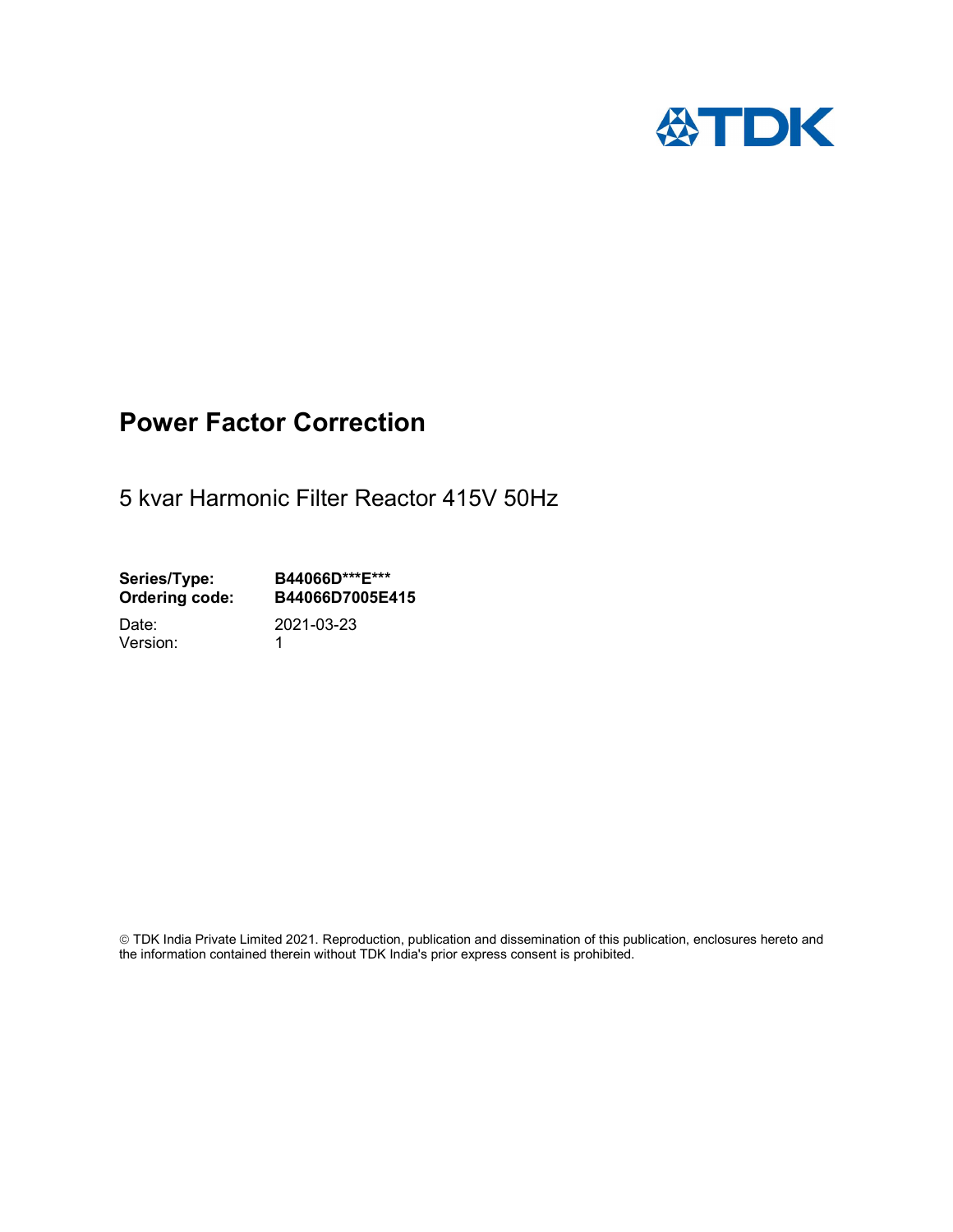TDK

# Power Factor Correction

5 kvar Harmonic Filter Reactor 415V 50Hz

**Series/Type:** **B44066D\*\*\*E\*\*\***
**Ordering code:** **B44066D7005E415**

Date: 2021-03-23
Version: 1

© TDK India Private Limited 2021. Reproduction, publication and dissemination of this publication, enclosures hereto and the information contained therein without TDK India's prior express consent is prohibited.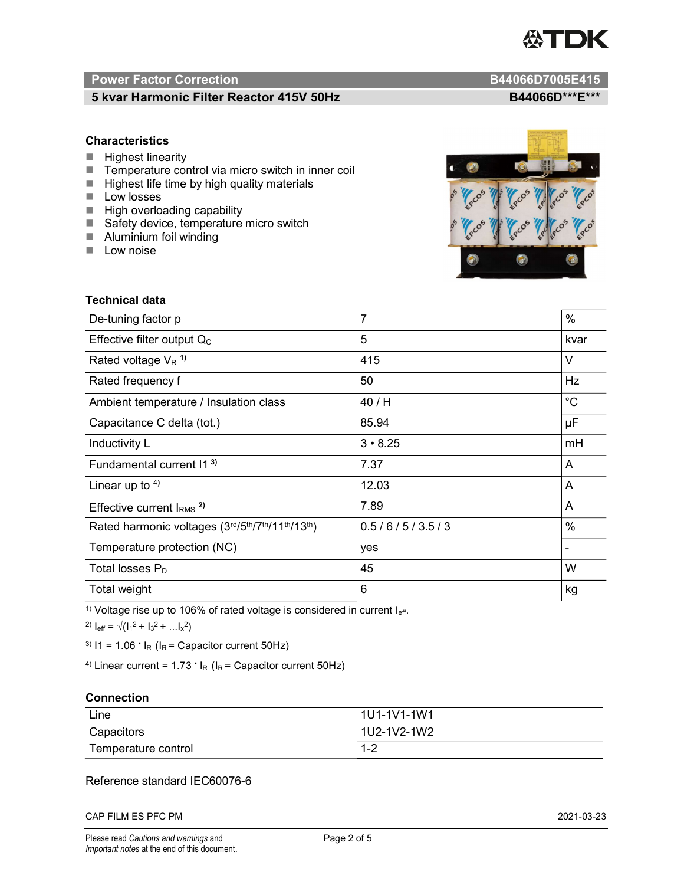## Power Factor Correction — B44066D7005E415

## 5 kvar Harmonic Filter Reactor 415V 50Hz — B44066D***E***

### Characteristics

- Highest linearity
- Temperature control via micro switch in inner coil
- Highest life time by high quality materials
- Low losses
- High overloading capability
- Safety device, temperature micro switch
- Aluminium foil winding
- Low noise

### Technical data

| | | |
|---|---|---|
| De-tuning factor p | 7 | % |
| Effective filter output $Q_C$ | 5 | kvar |
| Rated voltage $V_R$ [1)] | 415 | V |
| Rated frequency f | 50 | Hz |
| Ambient temperature / Insulation class | 40 / H | °C |
| Capacitance C delta (tot.) | 85.94 | µF |
| Inductivity L | 3 • 8.25 | mH |
| Fundamental current I1 [3)] | 7.37 | A |
| Linear up to [4)] | 12.03 | A |
| Effective current $I_{RMS}$ [2)] | 7.89 | A |
| Rated harmonic voltages ($3^{rd}/5^{th}/7^{th}/11^{th}/13^{th}$) | 0.5 / 6 / 5 / 3.5 / 3 | % |
| Temperature protection (NC) | yes | - |
| Total losses $P_D$ | 45 | W |
| Total weight | 6 | kg |

[1)] Voltage rise up to 106% of rated voltage is considered in current $I_{eff}$.

[2)] $I_{eff} = \sqrt{(I_1^2 + I_3^2 + ...I_x^2)}$

[3)] $I1 = 1.06 \cdot I_R$ ($I_R$ = Capacitor current 50Hz)

[4)] Linear current = $1.73 \cdot I_R$ ($I_R$ = Capacitor current 50Hz)

### Connection

| | |
|---|---|
| Line | 1U1-1V1-1W1 |
| Capacitors | 1U2-1V2-1W2 |
| Temperature control | 1-2 |

Reference standard IEC60076-6

CAP FILM ES PFC PM 2021-03-23

Please read *Cautions and warnings* and *Important notes* at the end of this document.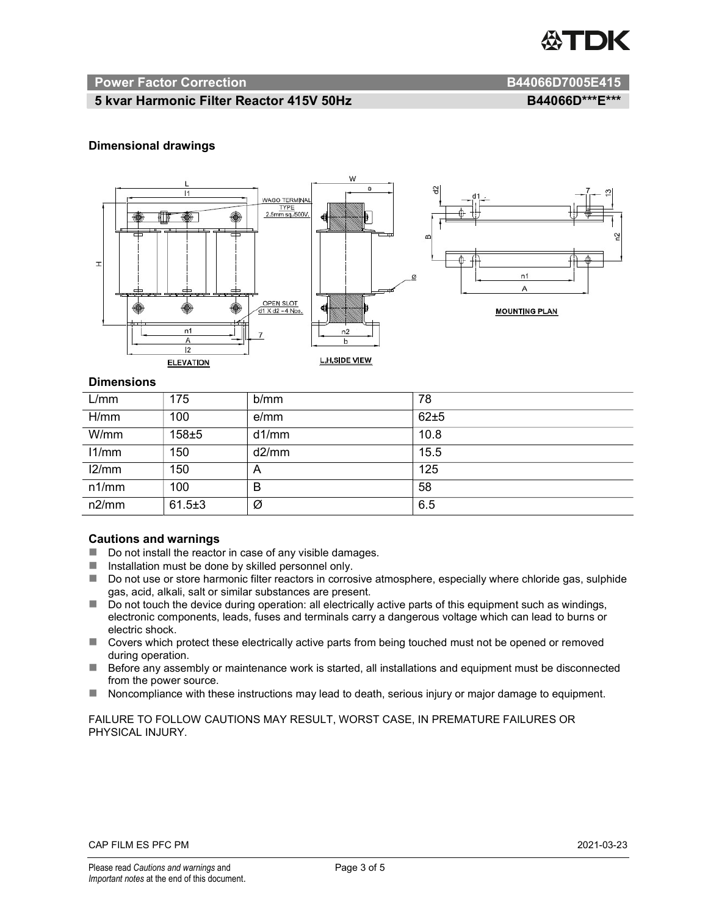**Power Factor Correction** **B44066D7005E415**

**5 kvar Harmonic Filter Reactor 415V 50Hz** **B44066D\*\*\*E\*\*\***

### Dimensional drawings

WAGO TERMINAL TYPE 2.5mm sq./500V.

OPEN SLOT d1 X d2 - 4 Nos.

ELEVATION

L.H.SIDE VIEW

MOUNTING PLAN

### Dimensions

| | | | |
|---|---|---|---|
| L/mm | 175 | b/mm | 78 |
| H/mm | 100 | e/mm | 62±5 |
| W/mm | 158±5 | d1/mm | 10.8 |
| l1/mm | 150 | d2/mm | 15.5 |
| l2/mm | 150 | A | 125 |
| n1/mm | 100 | B | 58 |
| n2/mm | 61.5±3 | Ø | 6.5 |

### Cautions and warnings

- Do not install the reactor in case of any visible damages.
- Installation must be done by skilled personnel only.
- Do not use or store harmonic filter reactors in corrosive atmosphere, especially where chloride gas, sulphide gas, acid, alkali, salt or similar substances are present.
- Do not touch the device during operation: all electrically active parts of this equipment such as windings, electronic components, leads, fuses and terminals carry a dangerous voltage which can lead to burns or electric shock.
- Covers which protect these electrically active parts from being touched must not be opened or removed during operation.
- Before any assembly or maintenance work is started, all installations and equipment must be disconnected from the power source.
- Noncompliance with these instructions may lead to death, serious injury or major damage to equipment.

FAILURE TO FOLLOW CAUTIONS MAY RESULT, WORST CASE, IN PREMATURE FAILURES OR PHYSICAL INJURY.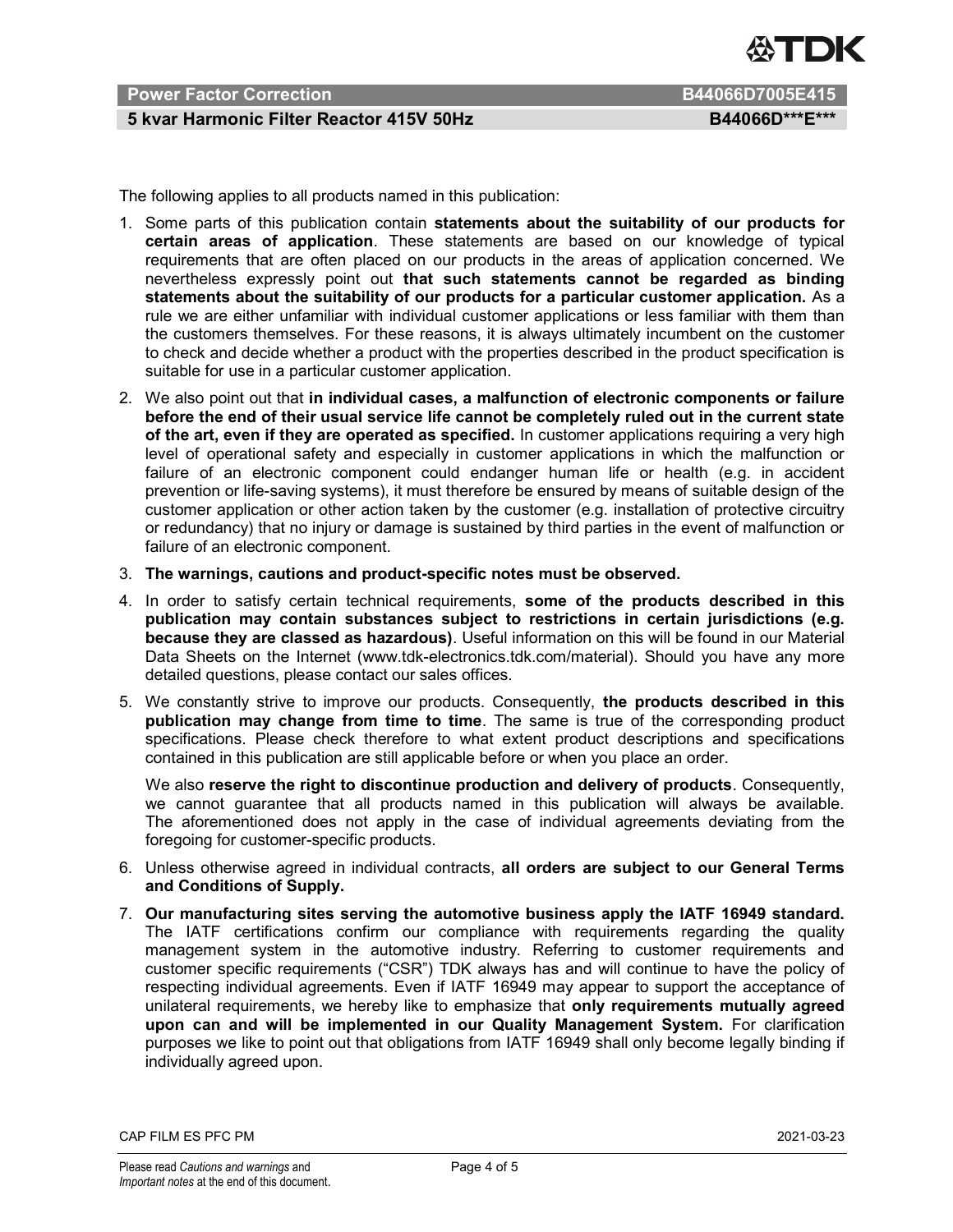The following applies to all products named in this publication:

1. Some parts of this publication contain **statements about the suitability of our products for certain areas of application**. These statements are based on our knowledge of typical requirements that are often placed on our products in the areas of application concerned. We nevertheless expressly point out **that such statements cannot be regarded as binding statements about the suitability of our products for a particular customer application.** As a rule we are either unfamiliar with individual customer applications or less familiar with them than the customers themselves. For these reasons, it is always ultimately incumbent on the customer to check and decide whether a product with the properties described in the product specification is suitable for use in a particular customer application.
2. We also point out that **in individual cases, a malfunction of electronic components or failure before the end of their usual service life cannot be completely ruled out in the current state of the art, even if they are operated as specified.** In customer applications requiring a very high level of operational safety and especially in customer applications in which the malfunction or failure of an electronic component could endanger human life or health (e.g. in accident prevention or life-saving systems), it must therefore be ensured by means of suitable design of the customer application or other action taken by the customer (e.g. installation of protective circuitry or redundancy) that no injury or damage is sustained by third parties in the event of malfunction or failure of an electronic component.
3. **The warnings, cautions and product-specific notes must be observed.**
4. In order to satisfy certain technical requirements, **some of the products described in this publication may contain substances subject to restrictions in certain jurisdictions (e.g. because they are classed as hazardous)**. Useful information on this will be found in our Material Data Sheets on the Internet (www.tdk-electronics.tdk.com/material). Should you have any more detailed questions, please contact our sales offices.
5. We constantly strive to improve our products. Consequently, **the products described in this publication may change from time to time**. The same is true of the corresponding product specifications. Please check therefore to what extent product descriptions and specifications contained in this publication are still applicable before or when you place an order.

   We also **reserve the right to discontinue production and delivery of products**. Consequently, we cannot guarantee that all products named in this publication will always be available. The aforementioned does not apply in the case of individual agreements deviating from the foregoing for customer-specific products.
6. Unless otherwise agreed in individual contracts, **all orders are subject to our General Terms and Conditions of Supply.**
7. **Our manufacturing sites serving the automotive business apply the IATF 16949 standard.** The IATF certifications confirm our compliance with requirements regarding the quality management system in the automotive industry. Referring to customer requirements and customer specific requirements ("CSR") TDK always has and will continue to have the policy of respecting individual agreements. Even if IATF 16949 may appear to support the acceptance of unilateral requirements, we hereby like to emphasize that **only requirements mutually agreed upon can and will be implemented in our Quality Management System.** For clarification purposes we like to point out that obligations from IATF 16949 shall only become legally binding if individually agreed upon.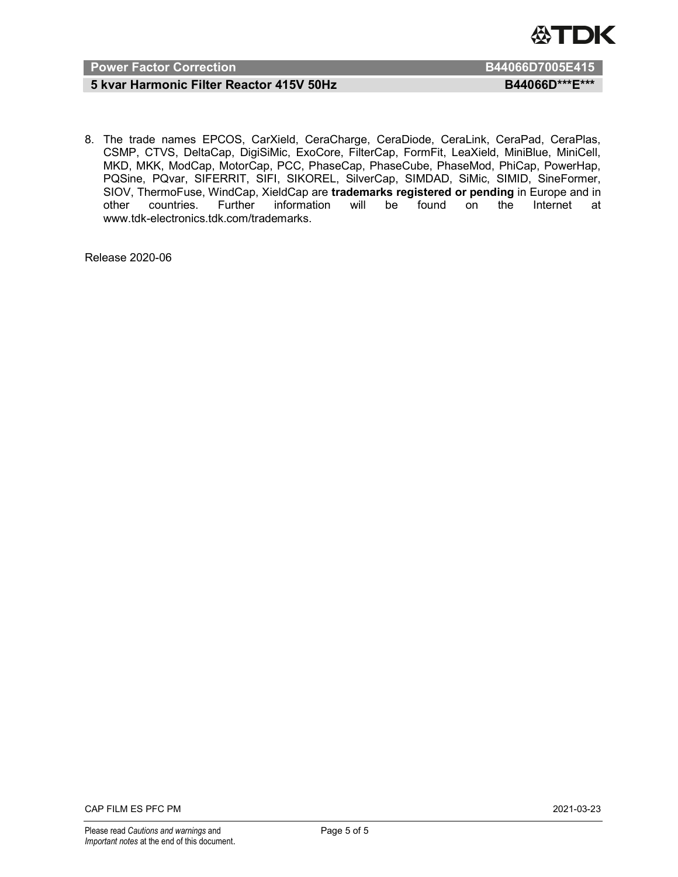8. The trade names EPCOS, CarXield, CeraCharge, CeraDiode, CeraLink, CeraPad, CeraPlas, CSMP, CTVS, DeltaCap, DigiSiMic, ExoCore, FilterCap, FormFit, LeaXield, MiniBlue, MiniCell, MKD, MKK, ModCap, MotorCap, PCC, PhaseCap, PhaseCube, PhaseMod, PhiCap, PowerHap, PQSine, PQvar, SIFERRIT, SIFI, SIKOREL, SilverCap, SIMDAD, SiMic, SIMID, SineFormer, SIOV, ThermoFuse, WindCap, XieldCap are **trademarks registered or pending** in Europe and in other countries. Further information will be found on the Internet at www.tdk-electronics.tdk.com/trademarks.

Release 2020-06